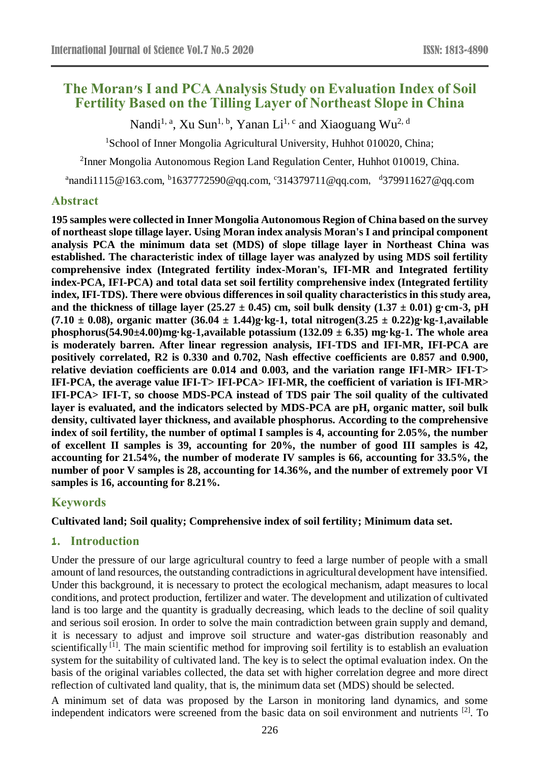# The Moran′s I and PCA Analysis Study on Evaluation Index of Soil Fertility Based on the Tilling Layer of Northeast Slope in China

Nandi[1, a], Xu Sun[1, b], Yanan Li[1, c] and Xiaoguang Wu[2, d]

[1]School of Inner Mongolia Agricultural University, Huhhot 010020, China;

[2]Inner Mongolia Autonomous Region Land Regulation Center, Huhhot 010019, China.

[a]nandi1115@163.com, [b]1637772590@qq.com, [c]314379711@qq.com, [d]379911627@qq.com

## Abstract

**195 samples were collected in Inner Mongolia Autonomous Region of China based on the survey of northeast slope tillage layer. Using Moran index analysis Moran's I and principal component analysis PCA the minimum data set (MDS) of slope tillage layer in Northeast China was established. The characteristic index of tillage layer was analyzed by using MDS soil fertility comprehensive index (Integrated fertility index-Moran's, IFI-MR and Integrated fertility index-PCA, IFI-PCA) and total data set soil fertility comprehensive index (Integrated fertility index, IFI-TDS). There were obvious differences in soil quality characteristics in this study area, and the thickness of tillage layer (25.27 ± 0.45) cm, soil bulk density (1.37 ± 0.01) g·cm-3, pH (7.10 ± 0.08), organic matter (36.04 ± 1.44)g·kg-1, total nitrogen(3.25 ± 0.22)g·kg-1,available phosphorus(54.90±4.00)mg·kg-1,available potassium (132.09 ± 6.35) mg·kg-1. The whole area is moderately barren. After linear regression analysis, IFI-TDS and IFI-MR, IFI-PCA are positively correlated, R2 is 0.330 and 0.702, Nash effective coefficients are 0.857 and 0.900, relative deviation coefficients are 0.014 and 0.003, and the variation range IFI-MR> IFI-T> IFI-PCA, the average value IFI-T> IFI-PCA> IFI-MR, the coefficient of variation is IFI-MR> IFI-PCA> IFI-T, so choose MDS-PCA instead of TDS pair The soil quality of the cultivated layer is evaluated, and the indicators selected by MDS-PCA are pH, organic matter, soil bulk density, cultivated layer thickness, and available phosphorus. According to the comprehensive index of soil fertility, the number of optimal I samples is 4, accounting for 2.05%, the number of excellent II samples is 39, accounting for 20%, the number of good III samples is 42, accounting for 21.54%, the number of moderate IV samples is 66, accounting for 33.5%, the number of poor V samples is 28, accounting for 14.36%, and the number of extremely poor VI samples is 16, accounting for 8.21%.**

## Keywords

**Cultivated land; Soil quality; Comprehensive index of soil fertility; Minimum data set.**

## 1. Introduction

Under the pressure of our large agricultural country to feed a large number of people with a small amount of land resources, the outstanding contradictions in agricultural development have intensified. Under this background, it is necessary to protect the ecological mechanism, adapt measures to local conditions, and protect production, fertilizer and water. The development and utilization of cultivated land is too large and the quantity is gradually decreasing, which leads to the decline of soil quality and serious soil erosion. In order to solve the main contradiction between grain supply and demand, it is necessary to adjust and improve soil structure and water-gas distribution reasonably and scientifically [1]. The main scientific method for improving soil fertility is to establish an evaluation system for the suitability of cultivated land. The key is to select the optimal evaluation index. On the basis of the original variables collected, the data set with higher correlation degree and more direct reflection of cultivated land quality, that is, the minimum data set (MDS) should be selected.

A minimum set of data was proposed by the Larson in monitoring land dynamics, and some independent indicators were screened from the basic data on soil environment and nutrients [2]. To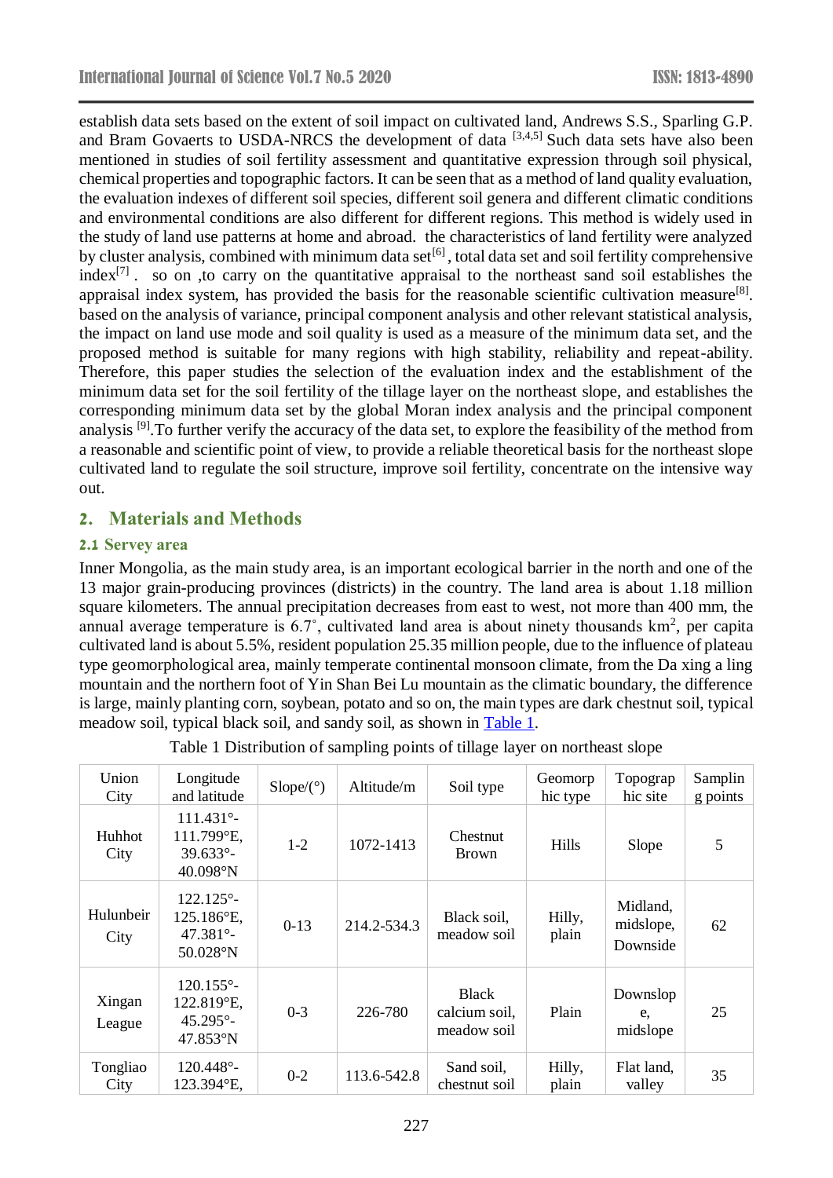establish data sets based on the extent of soil impact on cultivated land, Andrews S.S., Sparling G.P. and Bram Govaerts to USDA-NRCS the development of data [3,4,5] Such data sets have also been mentioned in studies of soil fertility assessment and quantitative expression through soil physical, chemical properties and topographic factors. It can be seen that as a method of land quality evaluation, the evaluation indexes of different soil species, different soil genera and different climatic conditions and environmental conditions are also different for different regions. This method is widely used in the study of land use patterns at home and abroad. the characteristics of land fertility were analyzed by cluster analysis, combined with minimum data set[6], total data set and soil fertility comprehensive index[7] . so on ,to carry on the quantitative appraisal to the northeast sand soil establishes the appraisal index system, has provided the basis for the reasonable scientific cultivation measure[8]. based on the analysis of variance, principal component analysis and other relevant statistical analysis, the impact on land use mode and soil quality is used as a measure of the minimum data set, and the proposed method is suitable for many regions with high stability, reliability and repeat-ability. Therefore, this paper studies the selection of the evaluation index and the establishment of the minimum data set for the soil fertility of the tillage layer on the northeast slope, and establishes the corresponding minimum data set by the global Moran index analysis and the principal component analysis [9].To further verify the accuracy of the data set, to explore the feasibility of the method from a reasonable and scientific point of view, to provide a reliable theoretical basis for the northeast slope cultivated land to regulate the soil structure, improve soil fertility, concentrate on the intensive way out.

## 2. Materials and Methods

### 2.1 Servey area

Inner Mongolia, as the main study area, is an important ecological barrier in the north and one of the 13 major grain-producing provinces (districts) in the country. The land area is about 1.18 million square kilometers. The annual precipitation decreases from east to west, not more than 400 mm, the annual average temperature is 6.7°, cultivated land area is about ninety thousands km$^2$, per capita cultivated land is about 5.5%, resident population 25.35 million people, due to the influence of plateau type geomorphological area, mainly temperate continental monsoon climate, from the Da xing a ling mountain and the northern foot of Yin Shan Bei Lu mountain as the climatic boundary, the difference is large, mainly planting corn, soybean, potato and so on, the main types are dark chestnut soil, typical meadow soil, typical black soil, and sandy soil, as shown in Table 1.

Table 1 Distribution of sampling points of tillage layer on northeast slope

| Union City | Longitude and latitude | Slope/(°) | Altitude/m | Soil type | Geomorphic type | Topographic site | Sampling points |
|---|---|---|---|---|---|---|---|
| Huhhot City | 111.431°-111.799°E, 39.633°-40.098°N | 1-2 | 1072-1413 | Chestnut Brown | Hills | Slope | 5 |
| Hulunbeir City | 122.125°-125.186°E, 47.381°-50.028°N | 0-13 | 214.2-534.3 | Black soil, meadow soil | Hilly, plain | Midland, midslope, Downside | 62 |
| Xingan League | 120.155°-122.819°E, 45.295°-47.853°N | 0-3 | 226-780 | Black calcium soil, meadow soil | Plain | Downslope, midslope | 25 |
| Tongliao City | 120.448°-123.394°E, | 0-2 | 113.6-542.8 | Sand soil, chestnut soil | Hilly, plain | Flat land, valley | 35 |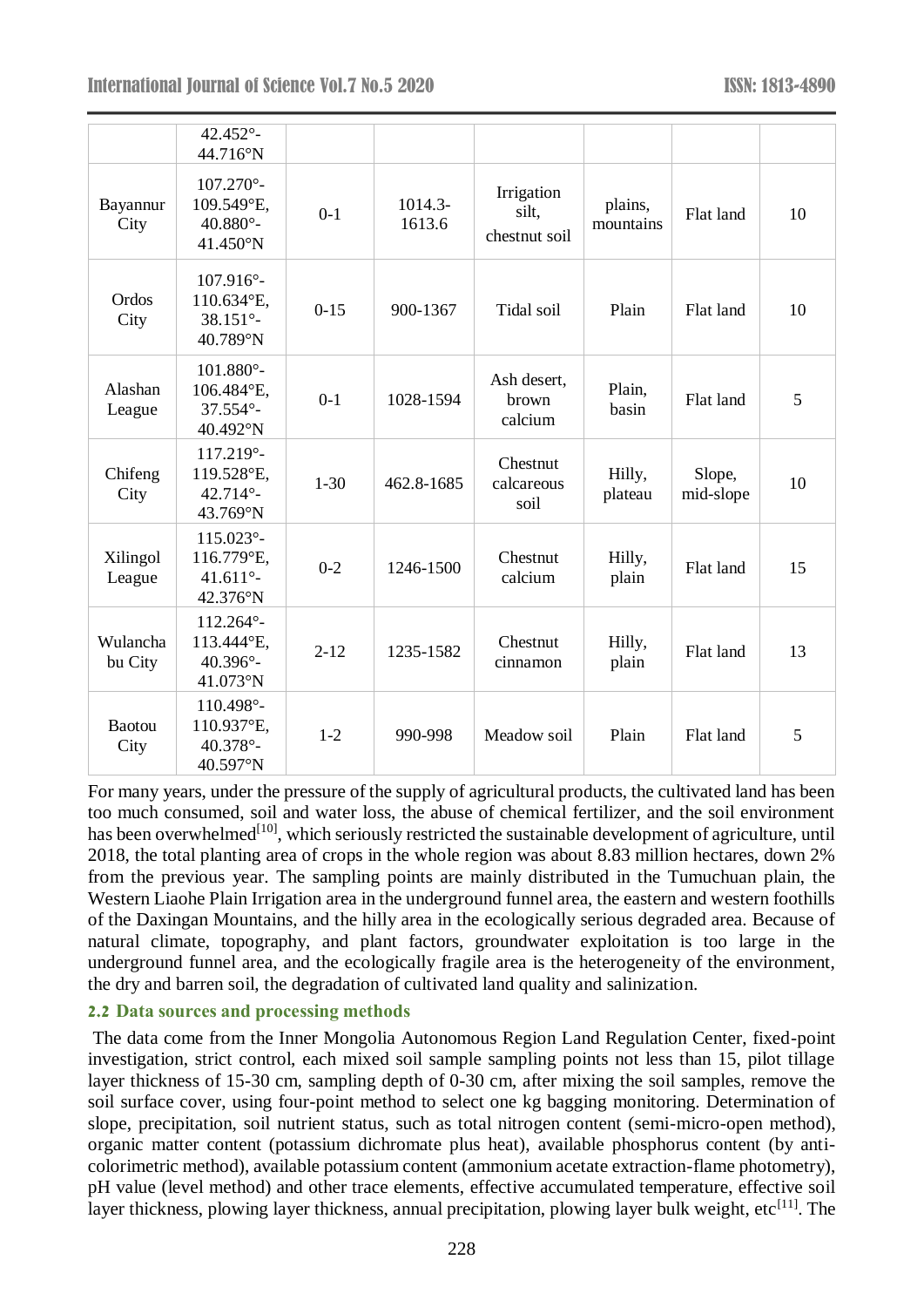| | 42.452°-44.716°N | | | | | | |
|---|---|---|---|---|---|---|---|
| Bayannur City | 107.270°-109.549°E, 40.880°-41.450°N | 0-1 | 1014.3-1613.6 | Irrigation silt, chestnut soil | plains, mountains | Flat land | 10 |
| Ordos City | 107.916°-110.634°E, 38.151°-40.789°N | 0-15 | 900-1367 | Tidal soil | Plain | Flat land | 10 |
| Alashan League | 101.880°-106.484°E, 37.554°-40.492°N | 0-1 | 1028-1594 | Ash desert, brown calcium | Plain, basin | Flat land | 5 |
| Chifeng City | 117.219°-119.528°E, 42.714°-43.769°N | 1-30 | 462.8-1685 | Chestnut calcareous soil | Hilly, plateau | Slope, mid-slope | 10 |
| Xilingol League | 115.023°-116.779°E, 41.611°-42.376°N | 0-2 | 1246-1500 | Chestnut calcium | Hilly, plain | Flat land | 15 |
| Wulanchabu City | 112.264°-113.444°E, 40.396°-41.073°N | 2-12 | 1235-1582 | Chestnut cinnamon | Hilly, plain | Flat land | 13 |
| Baotou City | 110.498°-110.937°E, 40.378°-40.597°N | 1-2 | 990-998 | Meadow soil | Plain | Flat land | 5 |

For many years, under the pressure of the supply of agricultural products, the cultivated land has been too much consumed, soil and water loss, the abuse of chemical fertilizer, and the soil environment has been overwhelmed[10], which seriously restricted the sustainable development of agriculture, until 2018, the total planting area of crops in the whole region was about 8.83 million hectares, down 2% from the previous year. The sampling points are mainly distributed in the Tumuchuan plain, the Western Liaohe Plain Irrigation area in the underground funnel area, the eastern and western foothills of the Daxingan Mountains, and the hilly area in the ecologically serious degraded area. Because of natural climate, topography, and plant factors, groundwater exploitation is too large in the underground funnel area, and the ecologically fragile area is the heterogeneity of the environment, the dry and barren soil, the degradation of cultivated land quality and salinization.

### 2.2 Data sources and processing methods

The data come from the Inner Mongolia Autonomous Region Land Regulation Center, fixed-point investigation, strict control, each mixed soil sample sampling points not less than 15, pilot tillage layer thickness of 15-30 cm, sampling depth of 0-30 cm, after mixing the soil samples, remove the soil surface cover, using four-point method to select one kg bagging monitoring. Determination of slope, precipitation, soil nutrient status, such as total nitrogen content (semi-micro-open method), organic matter content (potassium dichromate plus heat), available phosphorus content (by anti-colorimetric method), available potassium content (ammonium acetate extraction-flame photometry), pH value (level method) and other trace elements, effective accumulated temperature, effective soil layer thickness, plowing layer thickness, annual precipitation, plowing layer bulk weight, etc[11]. The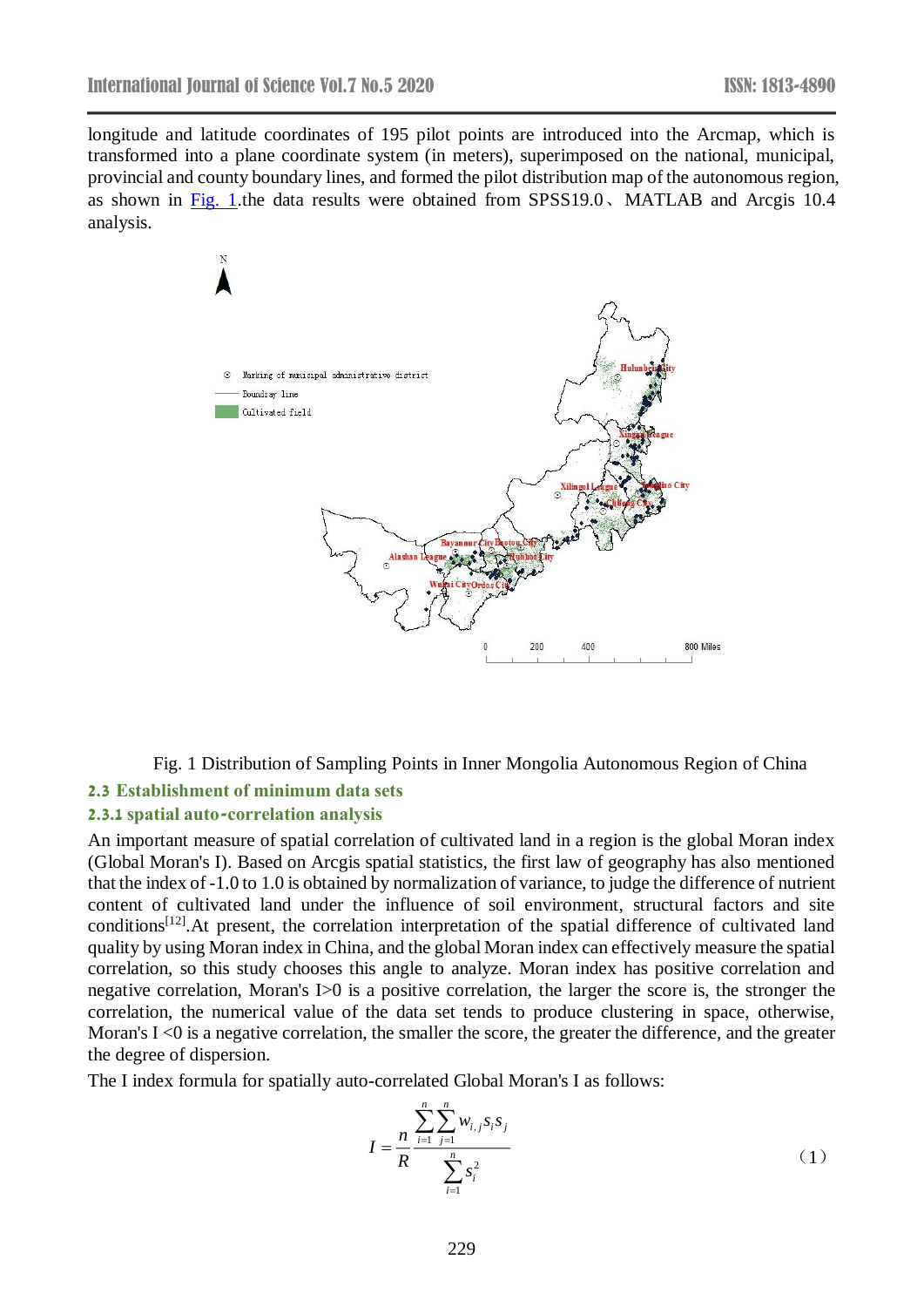longitude and latitude coordinates of 195 pilot points are introduced into the Arcmap, which is transformed into a plane coordinate system (in meters), superimposed on the national, municipal, provincial and county boundary lines, and formed the pilot distribution map of the autonomous region, as shown in Fig. 1.the data results were obtained from SPSS19.0、MATLAB and Arcgis 10.4 analysis.

Fig. 1 Distribution of Sampling Points in Inner Mongolia Autonomous Region of China

### 2.3 Establishment of minimum data sets

#### 2.3.1 spatial auto-correlation analysis

An important measure of spatial correlation of cultivated land in a region is the global Moran index (Global Moran's I). Based on Arcgis spatial statistics, the first law of geography has also mentioned that the index of -1.0 to 1.0 is obtained by normalization of variance, to judge the difference of nutrient content of cultivated land under the influence of soil environment, structural factors and site conditions[12].At present, the correlation interpretation of the spatial difference of cultivated land quality by using Moran index in China, and the global Moran index can effectively measure the spatial correlation, so this study chooses this angle to analyze. Moran index has positive correlation and negative correlation, Moran's I>0 is a positive correlation, the larger the score is, the stronger the correlation, the numerical value of the data set tends to produce clustering in space, otherwise, Moran's I <0 is a negative correlation, the smaller the score, the greater the difference, and the greater the degree of dispersion.

The I index formula for spatially auto-correlated Global Moran's I as follows:

$$I = \frac{n}{R} \frac{\sum_{i=1}^{n} \sum_{j=1}^{n} w_{i,j} s_i s_j}{\sum_{i=1}^{n} s_i^2} \tag{1}$$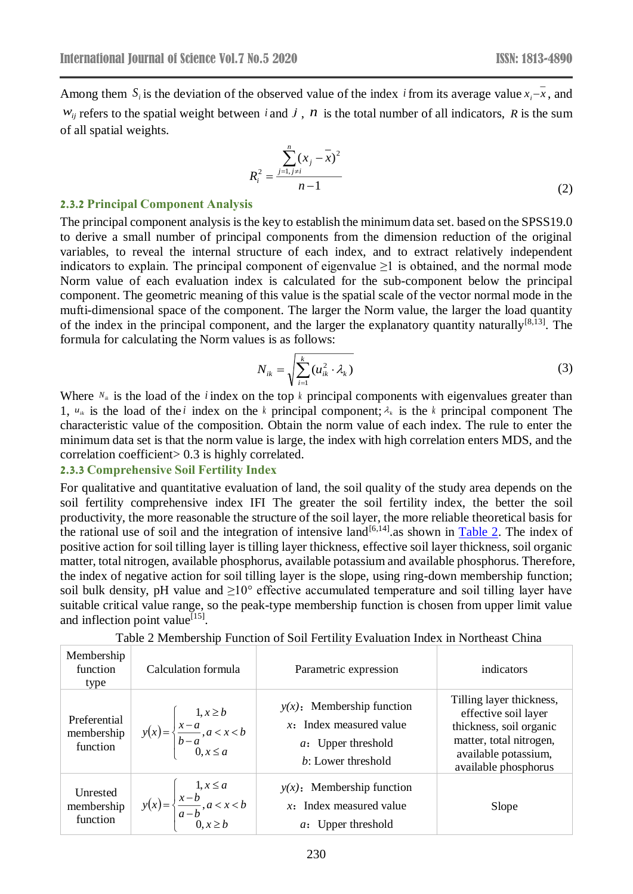Among them $S_i$ is the deviation of the observed value of the index $i$ from its average value $x_i - \bar{x}$, and $w_{ij}$ refers to the spatial weight between $i$ and $j$ , $n$ is the total number of all indicators, $R$ is the sum of all spatial weights.

$$R_i^2 = \frac{\sum_{j=1, j\neq i}^{n}(x_j - \bar{x})^2}{n-1} \tag{2}$$

### 2.3.2 Principal Component Analysis

The principal component analysis is the key to establish the minimum data set. based on the SPSS19.0 to derive a small number of principal components from the dimension reduction of the original variables, to reveal the internal structure of each index, and to extract relatively independent indicators to explain. The principal component of eigenvalue ≥1 is obtained, and the normal mode Norm value of each evaluation index is calculated for the sub-component below the principal component. The geometric meaning of this value is the spatial scale of the vector normal mode in the mufti-dimensional space of the component. The larger the Norm value, the larger the load quantity of the index in the principal component, and the larger the explanatory quantity naturally[8,13]. The formula for calculating the Norm values is as follows:

$$N_{ik} = \sqrt{\sum_{i=1}^{k}(u_{ik}^2 \cdot \lambda_k)} \tag{3}$$

Where $N_{ik}$ is the load of the $i$ index on the top $k$ principal components with eigenvalues greater than 1, $u_{ik}$ is the load of the $i$ index on the $k$ principal component; $\lambda_k$ is the $k$ principal component The characteristic value of the composition. Obtain the norm value of each index. The rule to enter the minimum data set is that the norm value is large, the index with high correlation enters MDS, and the correlation coefficient> 0.3 is highly correlated.

### 2.3.3 Comprehensive Soil Fertility Index

For qualitative and quantitative evaluation of land, the soil quality of the study area depends on the soil fertility comprehensive index IFI The greater the soil fertility index, the better the soil productivity, the more reasonable the structure of the soil layer, the more reliable theoretical basis for the rational use of soil and the integration of intensive land[6,14].as shown in Table 2. The index of positive action for soil tilling layer is tilling layer thickness, effective soil layer thickness, soil organic matter, total nitrogen, available phosphorus, available potassium and available phosphorus. Therefore, the index of negative action for soil tilling layer is the slope, using ring-down membership function; soil bulk density, pH value and ≥10° effective accumulated temperature and soil tilling layer have suitable critical value range, so the peak-type membership function is chosen from upper limit value and inflection point value[15].

Table 2 Membership Function of Soil Fertility Evaluation Index in Northeast China

| Membership function type | Calculation formula | Parametric expression | indicators |
|---|---|---|---|
| Preferential membership function | $y(x)=\begin{cases}1, x\geq b\\ \frac{x-a}{b-a}, a<x<b\\ 0, x\leq a\end{cases}$ | $y(x)$：Membership function<br>$x$：Index measured value<br>$a$：Upper threshold<br>$b$: Lower threshold | Tilling layer thickness, effective soil layer thickness, soil organic matter, total nitrogen, available potassium, available phosphorus |
| Unrested membership function | $y(x)=\begin{cases}1, x\leq a\\ \frac{x-b}{a-b}, a<x<b\\ 0, x\geq b\end{cases}$ | $y(x)$：Membership function<br>$x$：Index measured value<br>$a$：Upper threshold | Slope |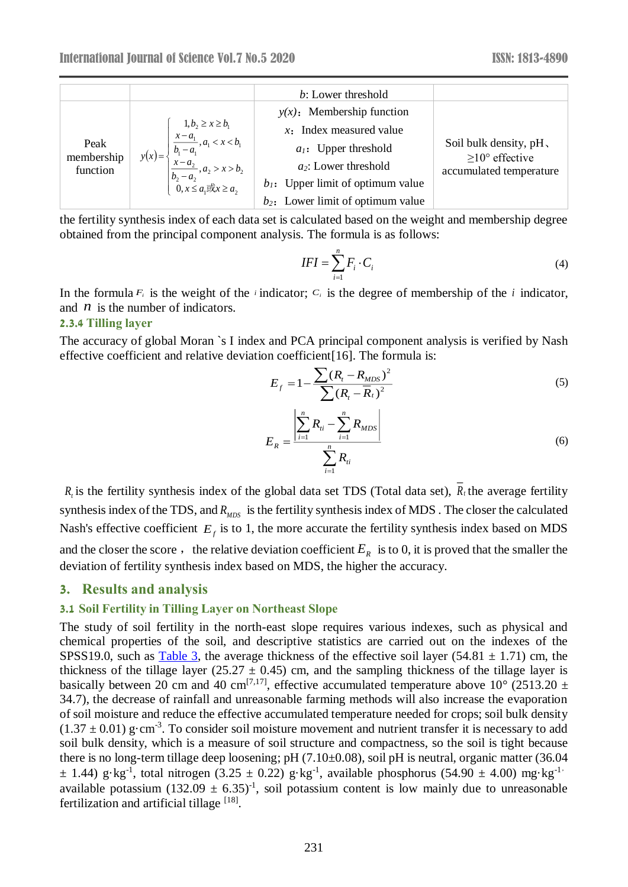|  |  | $b$: Lower threshold |  |
|---|---|---|---|
| Peak membership function | $y(x)=\begin{cases}1, b_2 \geq x \geq b_1 \\ \frac{x-a_1}{b_1-a_1}, a_1 < x < b_1 \\ \frac{x-a_2}{b_2-a_2}, a_2 > x > b_2 \\ 0, x \leq a_1 或 x \geq a_2\end{cases}$ | $y(x)$：Membership function<br>$x$：Index measured value<br>$a_1$：Upper threshold<br>$a_2$: Lower threshold<br>$b_1$：Upper limit of optimum value<br>$b_2$：Lower limit of optimum value | Soil bulk density, pH、≥10° effective accumulated temperature |

the fertility synthesis index of each data set is calculated based on the weight and membership degree obtained from the principal component analysis. The formula is as follows:

$$IFI=\sum_{i=1}^{n} F_i \cdot C_i \tag{4}$$

In the formula $F_i$ is the weight of the $i$ indicator; $C_i$ is the degree of membership of the $i$ indicator, and $n$ is the number of indicators.

### 2.3.4 Tilling layer

The accuracy of global Moran `s I index and PCA principal component analysis is verified by Nash effective coefficient and relative deviation coefficient[16]. The formula is:

$$E_f = 1-\frac{\sum (R_t - R_{MDS})^2}{\sum (R_t - \bar{R}_t)^2} \tag{5}$$

$$E_R = \frac{\left|\sum_{i=1}^{n} R_{ti} - \sum_{i=1}^{n} R_{MDS}\right|}{\sum_{i=1}^{n} R_{ti}} \tag{6}$$

$R_t$ is the fertility synthesis index of the global data set TDS (Total data set), $\bar{R}_t$ the average fertility synthesis index of the TDS, and $R_{MDS}$ is the fertility synthesis index of MDS . The closer the calculated Nash's effective coefficient $E_f$ is to 1, the more accurate the fertility synthesis index based on MDS and the closer the score， the relative deviation coefficient $E_R$ is to 0, it is proved that the smaller the deviation of fertility synthesis index based on MDS, the higher the accuracy.

## 3. Results and analysis

### 3.1 Soil Fertility in Tilling Layer on Northeast Slope

The study of soil fertility in the north-east slope requires various indexes, such as physical and chemical properties of the soil, and descriptive statistics are carried out on the indexes of the SPSS19.0, such as Table 3, the average thickness of the effective soil layer (54.81 ± 1.71) cm, the thickness of the tillage layer (25.27 ± 0.45) cm, and the sampling thickness of the tillage layer is basically between 20 cm and 40 cm[7,17], effective accumulated temperature above 10° (2513.20 ± 34.7), the decrease of rainfall and unreasonable farming methods will also increase the evaporation of soil moisture and reduce the effective accumulated temperature needed for crops; soil bulk density (1.37 ± 0.01) $g·cm^{-3}$. To consider soil moisture movement and nutrient transfer it is necessary to add soil bulk density, which is a measure of soil structure and compactness, so the soil is tight because there is no long-term tillage deep loosening; pH (7.10±0.08), soil pH is neutral, organic matter (36.04 ± 1.44) $g·kg^{-1}$, total nitrogen (3.25 ± 0.22) $g·kg^{-1}$, available phosphorus (54.90 ± 4.00) $mg·kg^{-1}$· available potassium (132.09 ± 6.35)$^{-1}$, soil potassium content is low mainly due to unreasonable fertilization and artificial tillage [18].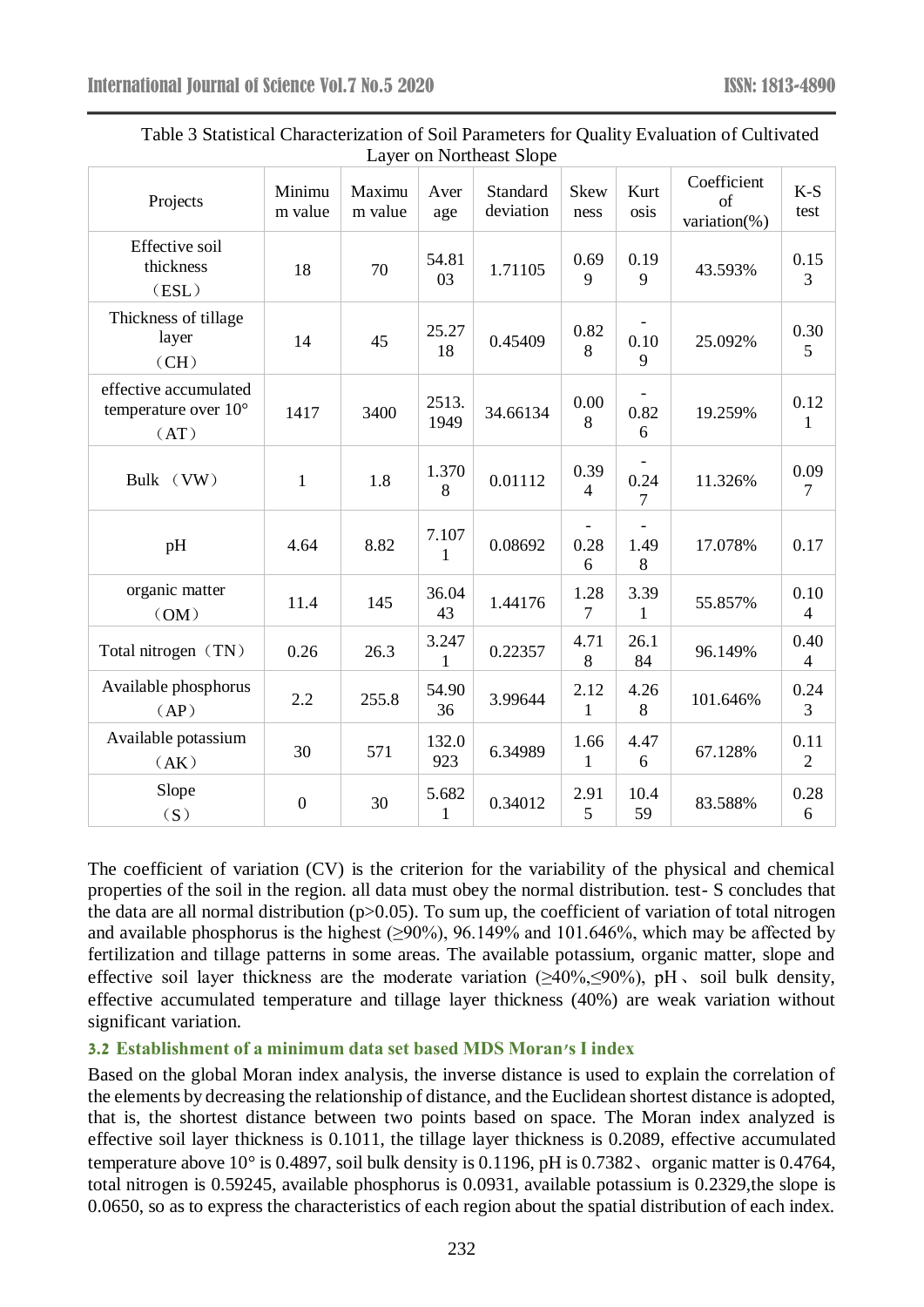Table 3 Statistical Characterization of Soil Parameters for Quality Evaluation of Cultivated Layer on Northeast Slope

| Projects | Minimum value | Maximum value | Average | Standard deviation | Skewness | Kurtosis | Coefficient of variation(%) | K-S test |
|---|---|---|---|---|---|---|---|---|
| Effective soil thickness （ESL） | 18 | 70 | 54.8103 | 1.71105 | 0.699 | 0.199 | 43.593% | 0.153 |
| Thickness of tillage layer （CH） | 14 | 45 | 25.2718 | 0.45409 | 0.828 | -0.109 | 25.092% | 0.305 |
| effective accumulated temperature over 10° （AT） | 1417 | 3400 | 2513.1949 | 34.66134 | 0.008 | -0.826 | 19.259% | 0.121 |
| Bulk （VW） | 1 | 1.8 | 1.3708 | 0.01112 | 0.394 | -0.247 | 11.326% | 0.097 |
| pH | 4.64 | 8.82 | 7.1071 | 0.08692 | -0.286 | -1.498 | 17.078% | 0.17 |
| organic matter （OM） | 11.4 | 145 | 36.0443 | 1.44176 | 1.287 | 3.391 | 55.857% | 0.104 |
| Total nitrogen（TN） | 0.26 | 26.3 | 3.2471 | 0.22357 | 4.718 | 26.184 | 96.149% | 0.404 |
| Available phosphorus （AP） | 2.2 | 255.8 | 54.9036 | 3.99644 | 2.121 | 4.268 | 101.646% | 0.243 |
| Available potassium （AK） | 30 | 571 | 132.0923 | 6.34989 | 1.661 | 4.476 | 67.128% | 0.112 |
| Slope （S） | 0 | 30 | 5.6821 | 0.34012 | 2.915 | 10.459 | 83.588% | 0.286 |

The coefficient of variation (CV) is the criterion for the variability of the physical and chemical properties of the soil in the region. all data must obey the normal distribution. test- S concludes that the data are all normal distribution ($p>0.05$). To sum up, the coefficient of variation of total nitrogen and available phosphorus is the highest (≥90%), 96.149% and 101.646%, which may be affected by fertilization and tillage patterns in some areas. The available potassium, organic matter, slope and effective soil layer thickness are the moderate variation (≥40%,≤90%), pH、soil bulk density, effective accumulated temperature and tillage layer thickness (40%) are weak variation without significant variation.

### 3.2 Establishment of a minimum data set based MDS Moran′s I index

Based on the global Moran index analysis, the inverse distance is used to explain the correlation of the elements by decreasing the relationship of distance, and the Euclidean shortest distance is adopted, that is, the shortest distance between two points based on space. The Moran index analyzed is effective soil layer thickness is 0.1011, the tillage layer thickness is 0.2089, effective accumulated temperature above 10° is 0.4897, soil bulk density is 0.1196, pH is 0.7382、organic matter is 0.4764, total nitrogen is 0.59245, available phosphorus is 0.0931, available potassium is 0.2329,the slope is 0.0650, so as to express the characteristics of each region about the spatial distribution of each index.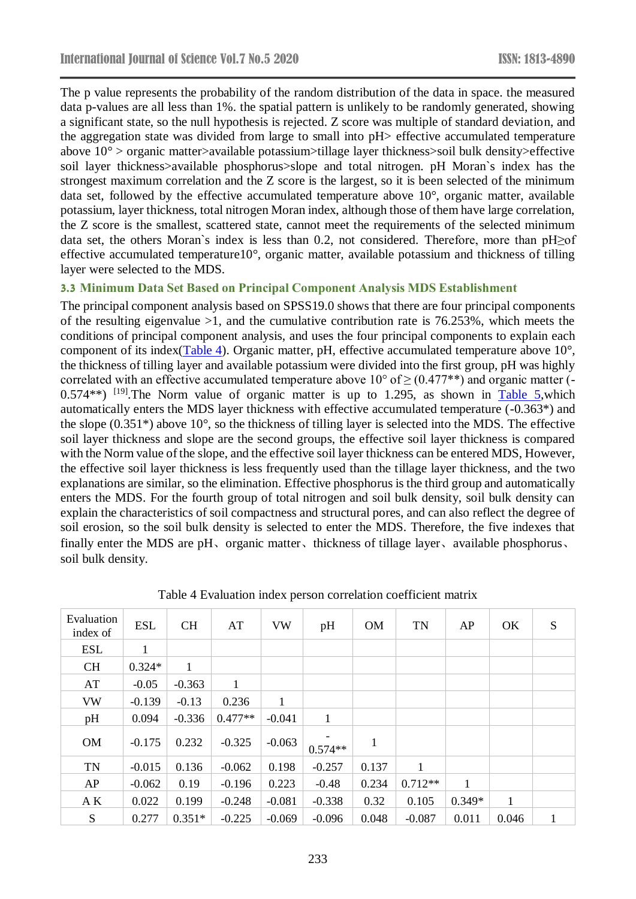The p value represents the probability of the random distribution of the data in space. the measured data p-values are all less than 1%. the spatial pattern is unlikely to be randomly generated, showing a significant state, so the null hypothesis is rejected. Z score was multiple of standard deviation, and the aggregation state was divided from large to small into pH> effective accumulated temperature above 10° > organic matter>available potassium>tillage layer thickness>soil bulk density>effective soil layer thickness>available phosphorus>slope and total nitrogen. pH Moran`s index has the strongest maximum correlation and the Z score is the largest, so it is been selected of the minimum data set, followed by the effective accumulated temperature above 10°, organic matter, available potassium, layer thickness, total nitrogen Moran index, although those of them have large correlation, the Z score is the smallest, scattered state, cannot meet the requirements of the selected minimum data set, the others Moran`s index is less than 0.2, not considered. Therefore, more than pH≥of effective accumulated temperature10°, organic matter, available potassium and thickness of tilling layer were selected to the MDS.

### 3.3 Minimum Data Set Based on Principal Component Analysis MDS Establishment

The principal component analysis based on SPSS19.0 shows that there are four principal components of the resulting eigenvalue >1, and the cumulative contribution rate is 76.253%, which meets the conditions of principal component analysis, and uses the four principal components to explain each component of its index(Table 4). Organic matter, pH, effective accumulated temperature above 10°, the thickness of tilling layer and available potassium were divided into the first group, pH was highly correlated with an effective accumulated temperature above 10° of ≥ (0.477**) and organic matter (-0.574**) [19].The Norm value of organic matter is up to 1.295, as shown in Table 5,which automatically enters the MDS layer thickness with effective accumulated temperature (-0.363*) and the slope (0.351*) above 10°, so the thickness of tilling layer is selected into the MDS. The effective soil layer thickness and slope are the second groups, the effective soil layer thickness is compared with the Norm value of the slope, and the effective soil layer thickness can be entered MDS, However, the effective soil layer thickness is less frequently used than the tillage layer thickness, and the two explanations are similar, so the elimination. Effective phosphorus is the third group and automatically enters the MDS. For the fourth group of total nitrogen and soil bulk density, soil bulk density can explain the characteristics of soil compactness and structural pores, and can also reflect the degree of soil erosion, so the soil bulk density is selected to enter the MDS. Therefore, the five indexes that finally enter the MDS are pH、organic matter、thickness of tillage layer、available phosphorus、soil bulk density.

Table 4 Evaluation index person correlation coefficient matrix

| Evaluation index of | ESL | CH | AT | VW | pH | OM | TN | AP | OK | S |
|---|---|---|---|---|---|---|---|---|---|---|
| ESL | 1 | | | | | | | | | |
| CH | 0.324* | 1 | | | | | | | | |
| AT | -0.05 | -0.363 | 1 | | | | | | | |
| VW | -0.139 | -0.13 | 0.236 | 1 | | | | | | |
| pH | 0.094 | -0.336 | 0.477** | -0.041 | 1 | | | | | |
| OM | -0.175 | 0.232 | -0.325 | -0.063 | -0.574** | 1 | | | | |
| TN | -0.015 | 0.136 | -0.062 | 0.198 | -0.257 | 0.137 | 1 | | | |
| AP | -0.062 | 0.19 | -0.196 | 0.223 | -0.48 | 0.234 | 0.712** | 1 | | |
| A K | 0.022 | 0.199 | -0.248 | -0.081 | -0.338 | 0.32 | 0.105 | 0.349* | 1 | |
| S | 0.277 | 0.351* | -0.225 | -0.069 | -0.096 | 0.048 | -0.087 | 0.011 | 0.046 | 1 |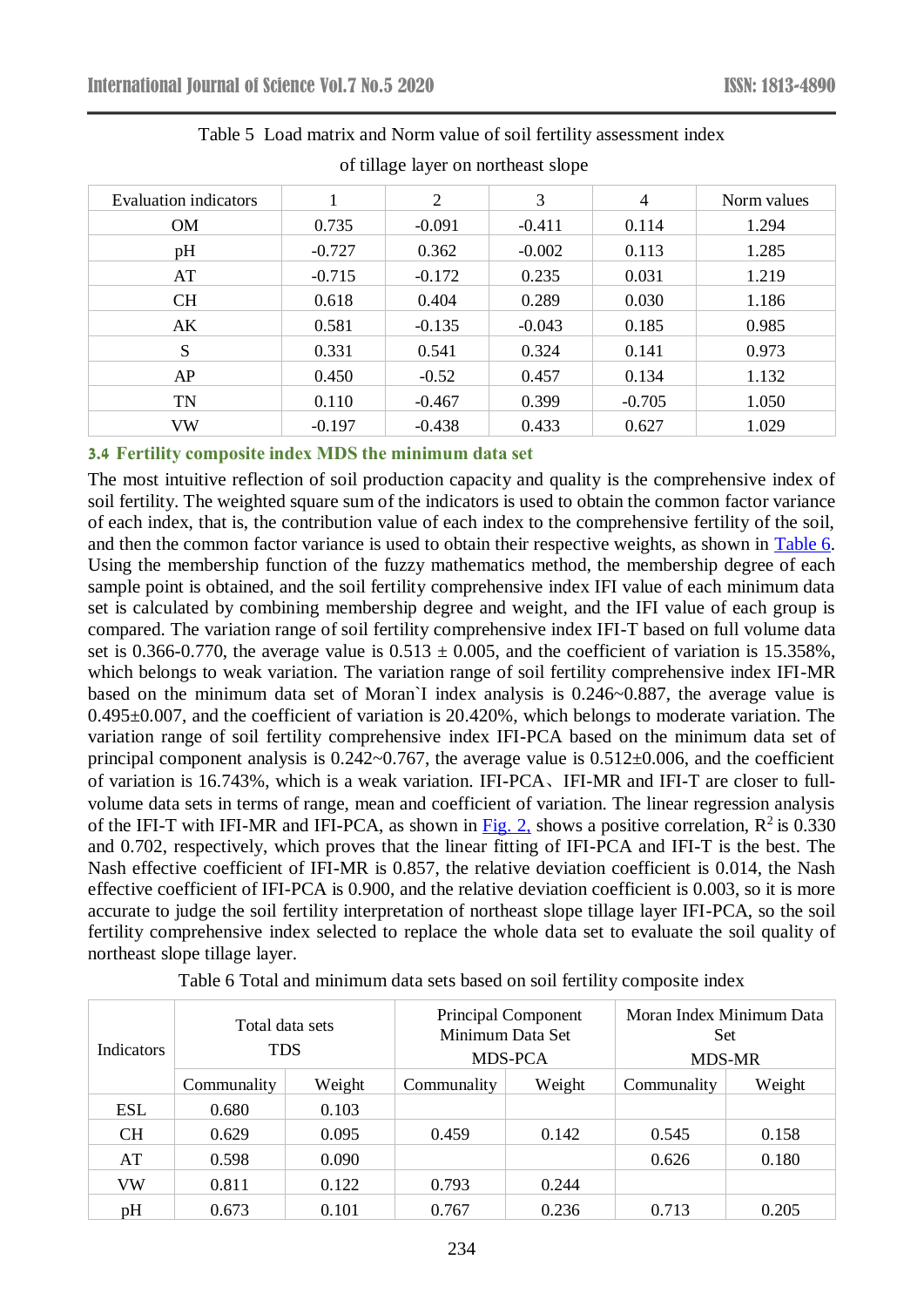Table 5 Load matrix and Norm value of soil fertility assessment index of tillage layer on northeast slope

| Evaluation indicators | 1 | 2 | 3 | 4 | Norm values |
|---|---|---|---|---|---|
| OM | 0.735 | -0.091 | -0.411 | 0.114 | 1.294 |
| pH | -0.727 | 0.362 | -0.002 | 0.113 | 1.285 |
| AT | -0.715 | -0.172 | 0.235 | 0.031 | 1.219 |
| CH | 0.618 | 0.404 | 0.289 | 0.030 | 1.186 |
| AK | 0.581 | -0.135 | -0.043 | 0.185 | 0.985 |
| S | 0.331 | 0.541 | 0.324 | 0.141 | 0.973 |
| AP | 0.450 | -0.52 | 0.457 | 0.134 | 1.132 |
| TN | 0.110 | -0.467 | 0.399 | -0.705 | 1.050 |
| VW | -0.197 | -0.438 | 0.433 | 0.627 | 1.029 |

### 3.4 Fertility composite index MDS the minimum data set

The most intuitive reflection of soil production capacity and quality is the comprehensive index of soil fertility. The weighted square sum of the indicators is used to obtain the common factor variance of each index, that is, the contribution value of each index to the comprehensive fertility of the soil, and then the common factor variance is used to obtain their respective weights, as shown in Table 6. Using the membership function of the fuzzy mathematics method, the membership degree of each sample point is obtained, and the soil fertility comprehensive index IFI value of each minimum data set is calculated by combining membership degree and weight, and the IFI value of each group is compared. The variation range of soil fertility comprehensive index IFI-T based on full volume data set is 0.366-0.770, the average value is 0.513 ± 0.005, and the coefficient of variation is 15.358%, which belongs to weak variation. The variation range of soil fertility comprehensive index IFI-MR based on the minimum data set of Moran`I index analysis is 0.246~0.887, the average value is 0.495±0.007, and the coefficient of variation is 20.420%, which belongs to moderate variation. The variation range of soil fertility comprehensive index IFI-PCA based on the minimum data set of principal component analysis is 0.242~0.767, the average value is 0.512±0.006, and the coefficient of variation is 16.743%, which is a weak variation. IFI-PCA、IFI-MR and IFI-T are closer to full-volume data sets in terms of range, mean and coefficient of variation. The linear regression analysis of the IFI-T with IFI-MR and IFI-PCA, as shown in Fig. 2, shows a positive correlation, $R^2$ is 0.330 and 0.702, respectively, which proves that the linear fitting of IFI-PCA and IFI-T is the best. The Nash effective coefficient of IFI-MR is 0.857, the relative deviation coefficient is 0.014, the Nash effective coefficient of IFI-PCA is 0.900, and the relative deviation coefficient is 0.003, so it is more accurate to judge the soil fertility interpretation of northeast slope tillage layer IFI-PCA, so the soil fertility comprehensive index selected to replace the whole data set to evaluate the soil quality of northeast slope tillage layer.

Table 6 Total and minimum data sets based on soil fertility composite index

| Indicators | Total data sets TDS | | Principal Component Minimum Data Set MDS-PCA | | Moran Index Minimum Data Set MDS-MR | |
|---|---|---|---|---|---|---|
| | Communality | Weight | Communality | Weight | Communality | Weight |
| ESL | 0.680 | 0.103 | | | | |
| CH | 0.629 | 0.095 | 0.459 | 0.142 | 0.545 | 0.158 |
| AT | 0.598 | 0.090 | | | 0.626 | 0.180 |
| VW | 0.811 | 0.122 | 0.793 | 0.244 | | |
| pH | 0.673 | 0.101 | 0.767 | 0.236 | 0.713 | 0.205 |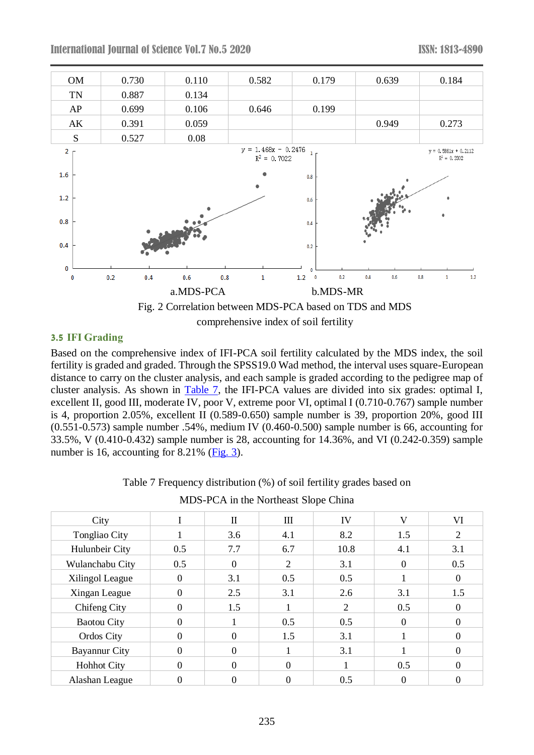| OM | 0.730 | 0.110 | 0.582 | 0.179 | 0.639 | 0.184 |
|---|---|---|---|---|---|---|
| TN | 0.887 | 0.134 | | | | |
| AP | 0.699 | 0.106 | 0.646 | 0.199 | | |
| AK | 0.391 | 0.059 | | | 0.949 | 0.273 |
| S | 0.527 | 0.08 | | | | |

a.MDS-PCA b.MDS-MR

Fig. 2 Correlation between MDS-PCA based on TDS and MDS comprehensive index of soil fertility

### 3.5 IFI Grading

Based on the comprehensive index of IFI-PCA soil fertility calculated by the MDS index, the soil fertility is graded and graded. Through the SPSS19.0 Wad method, the interval uses square-European distance to carry on the cluster analysis, and each sample is graded according to the pedigree map of cluster analysis. As shown in Table 7, the IFI-PCA values are divided into six grades: optimal I, excellent II, good III, moderate IV, poor V, extreme poor VI, optimal I (0.710-0.767) sample number is 4, proportion 2.05%, excellent II (0.589-0.650) sample number is 39, proportion 20%, good III (0.551-0.573) sample number .54%, medium IV (0.460-0.500) sample number is 66, accounting for 33.5%, V (0.410-0.432) sample number is 28, accounting for 14.36%, and VI (0.242-0.359) sample number is 16, accounting for 8.21% (Fig. 3).

Table 7 Frequency distribution (%) of soil fertility grades based on MDS-PCA in the Northeast Slope China

| City | I | II | III | IV | V | VI |
|---|---|---|---|---|---|---|
| Tongliao City | 1 | 3.6 | 4.1 | 8.2 | 1.5 | 2 |
| Hulunbeir City | 0.5 | 7.7 | 6.7 | 10.8 | 4.1 | 3.1 |
| Wulanchabu City | 0.5 | 0 | 2 | 3.1 | 0 | 0.5 |
| Xilingol League | 0 | 3.1 | 0.5 | 0.5 | 1 | 0 |
| Xingan League | 0 | 2.5 | 3.1 | 2.6 | 3.1 | 1.5 |
| Chifeng City | 0 | 1.5 | 1 | 2 | 0.5 | 0 |
| Baotou City | 0 | 1 | 0.5 | 0.5 | 0 | 0 |
| Ordos City | 0 | 0 | 1.5 | 3.1 | 1 | 0 |
| Bayannur City | 0 | 0 | 1 | 3.1 | 1 | 0 |
| Hohhot City | 0 | 0 | 0 | 1 | 0.5 | 0 |
| Alashan League | 0 | 0 | 0 | 0.5 | 0 | 0 |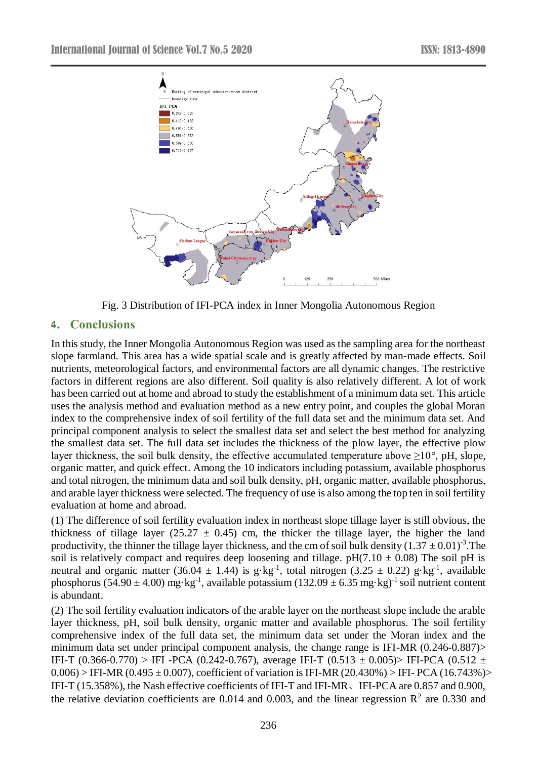Fig. 3 Distribution of IFI-PCA index in Inner Mongolia Autonomous Region

## 4. Conclusions

In this study, the Inner Mongolia Autonomous Region was used as the sampling area for the northeast slope farmland. This area has a wide spatial scale and is greatly affected by man-made effects. Soil nutrients, meteorological factors, and environmental factors are all dynamic changes. The restrictive factors in different regions are also different. Soil quality is also relatively different. A lot of work has been carried out at home and abroad to study the establishment of a minimum data set. This article uses the analysis method and evaluation method as a new entry point, and couples the global Moran index to the comprehensive index of soil fertility of the full data set and the minimum data set. And principal component analysis to select the smallest data set and select the best method for analyzing the smallest data set. The full data set includes the thickness of the plow layer, the effective plow layer thickness, the soil bulk density, the effective accumulated temperature above ≥10°, pH, slope, organic matter, and quick effect. Among the 10 indicators including potassium, available phosphorus and total nitrogen, the minimum data and soil bulk density, pH, organic matter, available phosphorus, and arable layer thickness were selected. The frequency of use is also among the top ten in soil fertility evaluation at home and abroad.

(1) The difference of soil fertility evaluation index in northeast slope tillage layer is still obvious, the thickness of tillage layer (25.27 ± 0.45) cm, the thicker the tillage layer, the higher the land productivity, the thinner the tillage layer thickness, and the cm of soil bulk density $(1.37 \pm 0.01)^{-3}$.The soil is relatively compact and requires deep loosening and tillage. pH(7.10 ± 0.08) The soil pH is neutral and organic matter (36.04 ± 1.44) is $g \cdot kg^{-1}$, total nitrogen (3.25 ± 0.22) $g \cdot kg^{-1}$, available phosphorus (54.90 ± 4.00) $mg \cdot kg^{-1}$, available potassium $(132.09 \pm 6.35\ mg \cdot kg)^{-1}$ soil nutrient content is abundant.

(2) The soil fertility evaluation indicators of the arable layer on the northeast slope include the arable layer thickness, pH, soil bulk density, organic matter and available phosphorus. The soil fertility comprehensive index of the full data set, the minimum data set under the Moran index and the minimum data set under principal component analysis, the change range is IFI-MR (0.246-0.887)> IFI-T (0.366-0.770) > IFI -PCA (0.242-0.767), average IFI-T (0.513 ± 0.005)> IFI-PCA (0.512 ± 0.006) > IFI-MR (0.495 ± 0.007), coefficient of variation is IFI-MR (20.430%) > IFI- PCA (16.743%)> IFI-T (15.358%), the Nash effective coefficients of IFI-T and IFI-MR、IFI-PCA are 0.857 and 0.900, the relative deviation coefficients are 0.014 and 0.003, and the linear regression $R^2$ are 0.330 and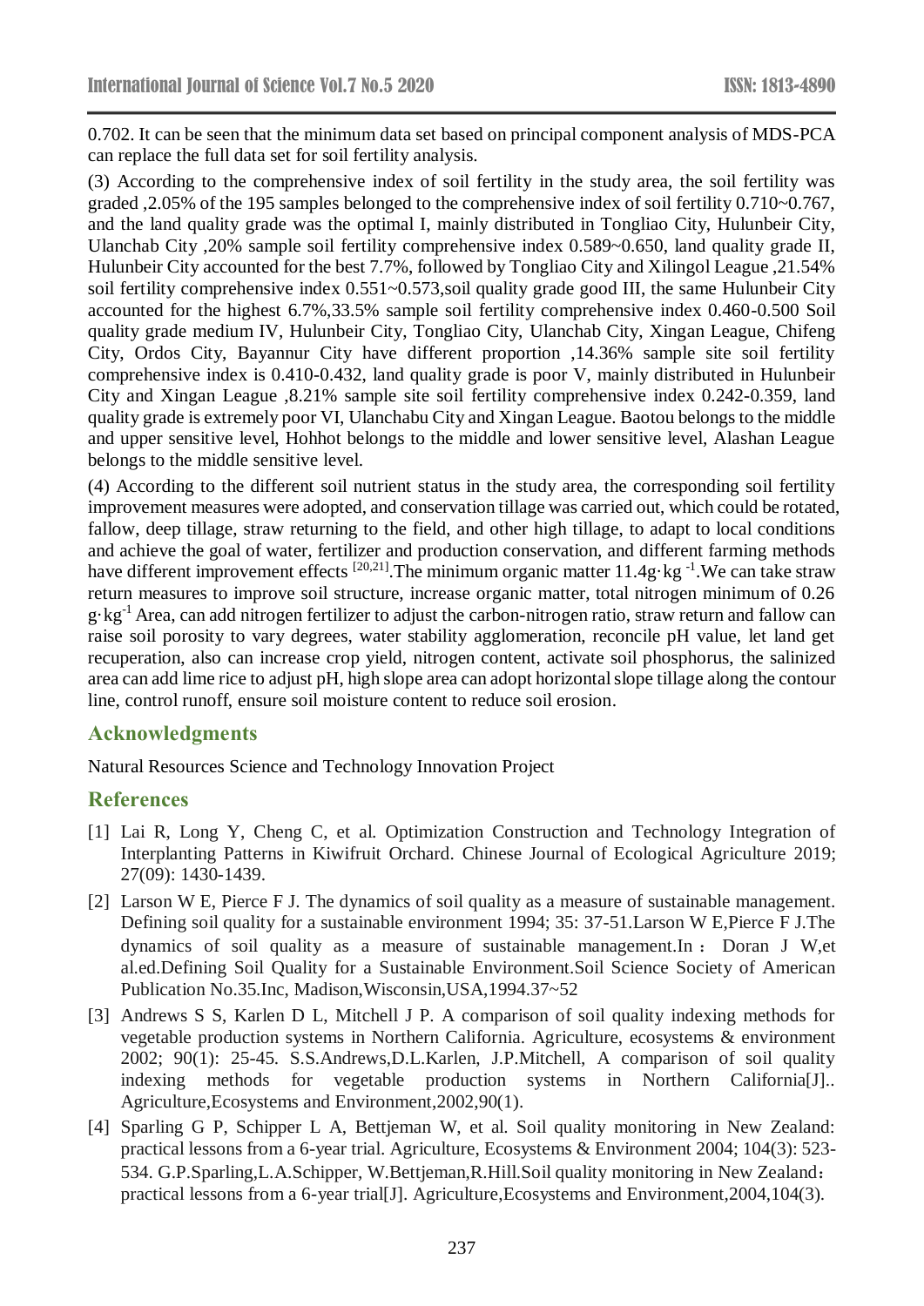0.702. It can be seen that the minimum data set based on principal component analysis of MDS-PCA can replace the full data set for soil fertility analysis.

(3) According to the comprehensive index of soil fertility in the study area, the soil fertility was graded ,2.05% of the 195 samples belonged to the comprehensive index of soil fertility 0.710~0.767, and the land quality grade was the optimal I, mainly distributed in Tongliao City, Hulunbeir City, Ulanchab City ,20% sample soil fertility comprehensive index 0.589~0.650, land quality grade II, Hulunbeir City accounted for the best 7.7%, followed by Tongliao City and Xilingol League ,21.54% soil fertility comprehensive index 0.551~0.573,soil quality grade good III, the same Hulunbeir City accounted for the highest 6.7%,33.5% sample soil fertility comprehensive index 0.460-0.500 Soil quality grade medium IV, Hulunbeir City, Tongliao City, Ulanchab City, Xingan League, Chifeng City, Ordos City, Bayannur City have different proportion ,14.36% sample site soil fertility comprehensive index is 0.410-0.432, land quality grade is poor V, mainly distributed in Hulunbeir City and Xingan League ,8.21% sample site soil fertility comprehensive index 0.242-0.359, land quality grade is extremely poor VI, Ulanchabu City and Xingan League. Baotou belongs to the middle and upper sensitive level, Hohhot belongs to the middle and lower sensitive level, Alashan League belongs to the middle sensitive level.

(4) According to the different soil nutrient status in the study area, the corresponding soil fertility improvement measures were adopted, and conservation tillage was carried out, which could be rotated, fallow, deep tillage, straw returning to the field, and other high tillage, to adapt to local conditions and achieve the goal of water, fertilizer and production conservation, and different farming methods have different improvement effects [20,21].The minimum organic matter 11.4$g \cdot kg^{-1}$.We can take straw return measures to improve soil structure, increase organic matter, total nitrogen minimum of 0.26 $g \cdot kg^{-1}$ Area, can add nitrogen fertilizer to adjust the carbon-nitrogen ratio, straw return and fallow can raise soil porosity to vary degrees, water stability agglomeration, reconcile pH value, let land get recuperation, also can increase crop yield, nitrogen content, activate soil phosphorus, the salinized area can add lime rice to adjust pH, high slope area can adopt horizontal slope tillage along the contour line, control runoff, ensure soil moisture content to reduce soil erosion.

## Acknowledgments

Natural Resources Science and Technology Innovation Project

## References

[1] Lai R, Long Y, Cheng C, et al. Optimization Construction and Technology Integration of Interplanting Patterns in Kiwifruit Orchard. Chinese Journal of Ecological Agriculture 2019; 27(09): 1430-1439.

[2] Larson W E, Pierce F J. The dynamics of soil quality as a measure of sustainable management. Defining soil quality for a sustainable environment 1994; 35: 37-51.Larson W E,Pierce F J.The dynamics of soil quality as a measure of sustainable management.In：Doran J W,et al.ed.Defining Soil Quality for a Sustainable Environment.Soil Science Society of American Publication No.35.Inc, Madison,Wisconsin,USA,1994.37~52

[3] Andrews S S, Karlen D L, Mitchell J P. A comparison of soil quality indexing methods for vegetable production systems in Northern California. Agriculture, ecosystems & environment 2002; 90(1): 25-45. S.S.Andrews,D.L.Karlen, J.P.Mitchell, A comparison of soil quality indexing methods for vegetable production systems in Northern California[J].. Agriculture,Ecosystems and Environment,2002,90(1).

[4] Sparling G P, Schipper L A, Bettjeman W, et al. Soil quality monitoring in New Zealand: practical lessons from a 6-year trial. Agriculture, Ecosystems & Environment 2004; 104(3): 523-534. G.P.Sparling,L.A.Schipper, W.Bettjeman,R.Hill.Soil quality monitoring in New Zealand：practical lessons from a 6-year trial[J]. Agriculture,Ecosystems and Environment,2004,104(3).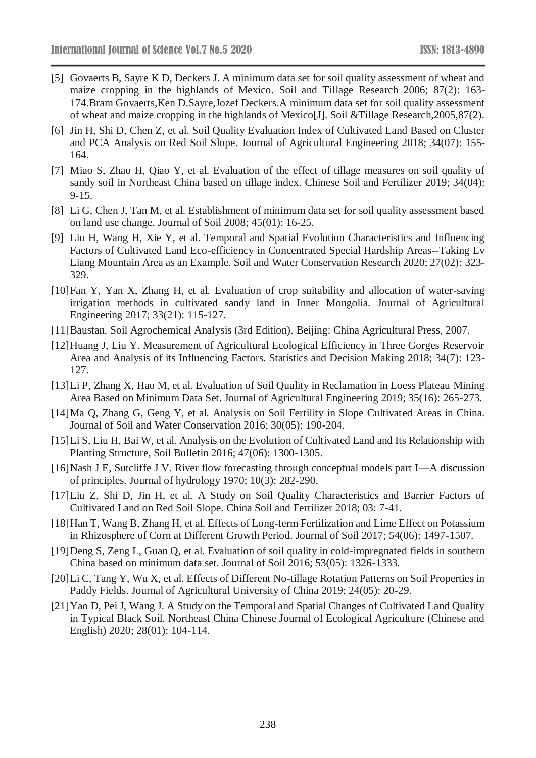[5] Govaerts B, Sayre K D, Deckers J. A minimum data set for soil quality assessment of wheat and maize cropping in the highlands of Mexico. Soil and Tillage Research 2006; 87(2): 163-174.Bram Govaerts,Ken D.Sayre,Jozef Deckers.A minimum data set for soil quality assessment of wheat and maize cropping in the highlands of Mexico[J]. Soil &Tillage Research,2005,87(2).

[6] Jin H, Shi D, Chen Z, et al. Soil Quality Evaluation Index of Cultivated Land Based on Cluster and PCA Analysis on Red Soil Slope. Journal of Agricultural Engineering 2018; 34(07): 155-164.

[7] Miao S, Zhao H, Qiao Y, et al. Evaluation of the effect of tillage measures on soil quality of sandy soil in Northeast China based on tillage index. Chinese Soil and Fertilizer 2019; 34(04): 9-15.

[8] Li G, Chen J, Tan M, et al. Establishment of minimum data set for soil quality assessment based on land use change. Journal of Soil 2008; 45(01): 16-25.

[9] Liu H, Wang H, Xie Y, et al. Temporal and Spatial Evolution Characteristics and Influencing Factors of Cultivated Land Eco-efficiency in Concentrated Special Hardship Areas--Taking Lv Liang Mountain Area as an Example. Soil and Water Conservation Research 2020; 27(02): 323-329.

[10] Fan Y, Yan X, Zhang H, et al. Evaluation of crop suitability and allocation of water-saving irrigation methods in cultivated sandy land in Inner Mongolia. Journal of Agricultural Engineering 2017; 33(21): 115-127.

[11] Baustan. Soil Agrochemical Analysis (3rd Edition). Beijing: China Agricultural Press, 2007.

[12] Huang J, Liu Y. Measurement of Agricultural Ecological Efficiency in Three Gorges Reservoir Area and Analysis of its Influencing Factors. Statistics and Decision Making 2018; 34(7): 123-127.

[13] Li P, Zhang X, Hao M, et al. Evaluation of Soil Quality in Reclamation in Loess Plateau Mining Area Based on Minimum Data Set. Journal of Agricultural Engineering 2019; 35(16): 265-273.

[14] Ma Q, Zhang G, Geng Y, et al. Analysis on Soil Fertility in Slope Cultivated Areas in China. Journal of Soil and Water Conservation 2016; 30(05): 190-204.

[15] Li S, Liu H, Bai W, et al. Analysis on the Evolution of Cultivated Land and Its Relationship with Planting Structure, Soil Bulletin 2016; 47(06): 1300-1305.

[16] Nash J E, Sutcliffe J V. River flow forecasting through conceptual models part I—A discussion of principles. Journal of hydrology 1970; 10(3): 282-290.

[17] Liu Z, Shi D, Jin H, et al. A Study on Soil Quality Characteristics and Barrier Factors of Cultivated Land on Red Soil Slope. China Soil and Fertilizer 2018; 03: 7-41.

[18] Han T, Wang B, Zhang H, et al. Effects of Long-term Fertilization and Lime Effect on Potassium in Rhizosphere of Corn at Different Growth Period. Journal of Soil 2017; 54(06): 1497-1507.

[19] Deng S, Zeng L, Guan Q, et al. Evaluation of soil quality in cold-impregnated fields in southern China based on minimum data set. Journal of Soil 2016; 53(05): 1326-1333.

[20] Li C, Tang Y, Wu X, et al. Effects of Different No-tillage Rotation Patterns on Soil Properties in Paddy Fields. Journal of Agricultural University of China 2019; 24(05): 20-29.

[21] Yao D, Pei J, Wang J. A Study on the Temporal and Spatial Changes of Cultivated Land Quality in Typical Black Soil. Northeast China Chinese Journal of Ecological Agriculture (Chinese and English) 2020; 28(01): 104-114.